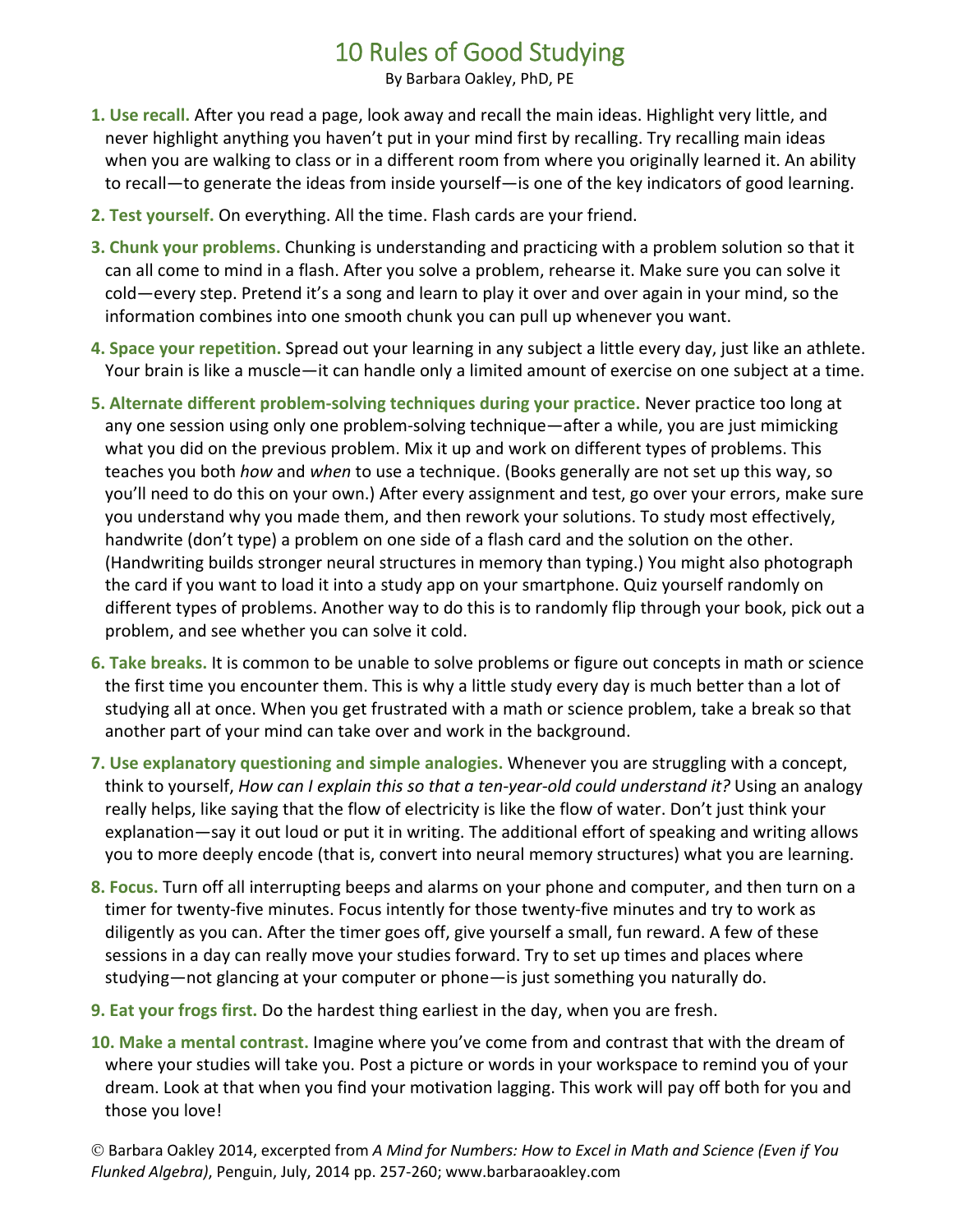# 10 Rules of Good Studying

By Barbara Oakley, PhD, PE

1. **Use recall.** After you read a page, look away and recall the main ideas. Highlight very little, and never highlight anything you haven't put in your mind first by recalling. Try recalling main ideas when you are walking to class or in a different room from where you originally learned it. An ability to recall—to generate the ideas from inside yourself—is one of the key indicators of good learning.

2. **Test yourself.** On everything. All the time. Flash cards are your friend.

3. **Chunk your problems.** Chunking is understanding and practicing with a problem solution so that it can all come to mind in a flash. After you solve a problem, rehearse it. Make sure you can solve it cold—every step. Pretend it's a song and learn to play it over and over again in your mind, so the information combines into one smooth chunk you can pull up whenever you want.

4. **Space your repetition.** Spread out your learning in any subject a little every day, just like an athlete. Your brain is like a muscle—it can handle only a limited amount of exercise on one subject at a time.

5. **Alternate different problem-solving techniques during your practice.** Never practice too long at any one session using only one problem-solving technique—after a while, you are just mimicking what you did on the previous problem. Mix it up and work on different types of problems. This teaches you both *how* and *when* to use a technique. (Books generally are not set up this way, so you'll need to do this on your own.) After every assignment and test, go over your errors, make sure you understand why you made them, and then rework your solutions. To study most effectively, handwrite (don't type) a problem on one side of a flash card and the solution on the other. (Handwriting builds stronger neural structures in memory than typing.) You might also photograph the card if you want to load it into a study app on your smartphone. Quiz yourself randomly on different types of problems. Another way to do this is to randomly flip through your book, pick out a problem, and see whether you can solve it cold.

6. **Take breaks.** It is common to be unable to solve problems or figure out concepts in math or science the first time you encounter them. This is why a little study every day is much better than a lot of studying all at once. When you get frustrated with a math or science problem, take a break so that another part of your mind can take over and work in the background.

7. **Use explanatory questioning and simple analogies.** Whenever you are struggling with a concept, think to yourself, *How can I explain this so that a ten-year-old could understand it?* Using an analogy really helps, like saying that the flow of electricity is like the flow of water. Don't just think your explanation—say it out loud or put it in writing. The additional effort of speaking and writing allows you to more deeply encode (that is, convert into neural memory structures) what you are learning.

8. **Focus.** Turn off all interrupting beeps and alarms on your phone and computer, and then turn on a timer for twenty-five minutes. Focus intently for those twenty-five minutes and try to work as diligently as you can. After the timer goes off, give yourself a small, fun reward. A few of these sessions in a day can really move your studies forward. Try to set up times and places where studying—not glancing at your computer or phone—is just something you naturally do.

9. **Eat your frogs first.** Do the hardest thing earliest in the day, when you are fresh.

10. **Make a mental contrast.** Imagine where you've come from and contrast that with the dream of where your studies will take you. Post a picture or words in your workspace to remind you of your dream. Look at that when you find your motivation lagging. This work will pay off both for you and those you love!

© Barbara Oakley 2014, excerpted from *A Mind for Numbers: How to Excel in Math and Science (Even if You Flunked Algebra)*, Penguin, July, 2014 pp. 257-260; www.barbaraoakley.com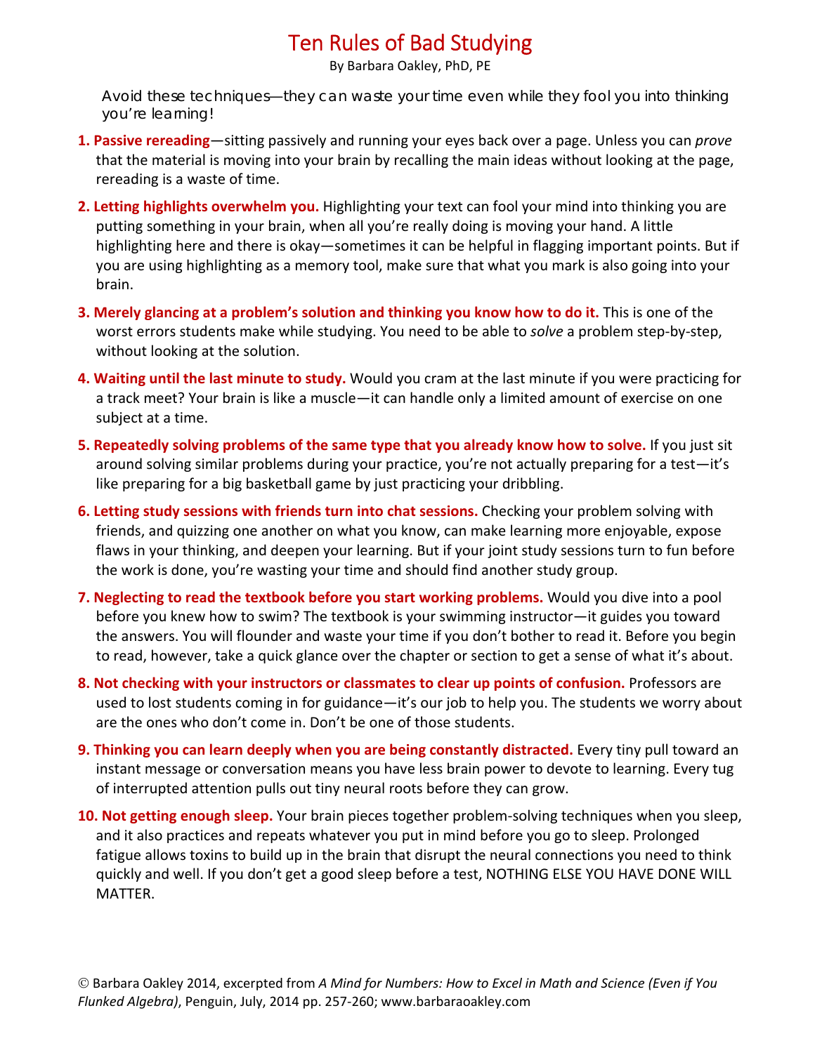# Ten Rules of Bad Studying

By Barbara Oakley, PhD, PE

Avoid these techniques—they can waste your time even while they fool you into thinking you're learning!

1. **Passive rereading**—sitting passively and running your eyes back over a page. Unless you can *prove* that the material is moving into your brain by recalling the main ideas without looking at the page, rereading is a waste of time.
2. **Letting highlights overwhelm you.** Highlighting your text can fool your mind into thinking you are putting something in your brain, when all you're really doing is moving your hand. A little highlighting here and there is okay—sometimes it can be helpful in flagging important points. But if you are using highlighting as a memory tool, make sure that what you mark is also going into your brain.
3. **Merely glancing at a problem's solution and thinking you know how to do it.** This is one of the worst errors students make while studying. You need to be able to *solve* a problem step-by-step, without looking at the solution.
4. **Waiting until the last minute to study.** Would you cram at the last minute if you were practicing for a track meet? Your brain is like a muscle—it can handle only a limited amount of exercise on one subject at a time.
5. **Repeatedly solving problems of the same type that you already know how to solve.** If you just sit around solving similar problems during your practice, you're not actually preparing for a test—it's like preparing for a big basketball game by just practicing your dribbling.
6. **Letting study sessions with friends turn into chat sessions.** Checking your problem solving with friends, and quizzing one another on what you know, can make learning more enjoyable, expose flaws in your thinking, and deepen your learning. But if your joint study sessions turn to fun before the work is done, you're wasting your time and should find another study group.
7. **Neglecting to read the textbook before you start working problems.** Would you dive into a pool before you knew how to swim? The textbook is your swimming instructor—it guides you toward the answers. You will flounder and waste your time if you don't bother to read it. Before you begin to read, however, take a quick glance over the chapter or section to get a sense of what it's about.
8. **Not checking with your instructors or classmates to clear up points of confusion.** Professors are used to lost students coming in for guidance—it's our job to help you. The students we worry about are the ones who don't come in. Don't be one of those students.
9. **Thinking you can learn deeply when you are being constantly distracted.** Every tiny pull toward an instant message or conversation means you have less brain power to devote to learning. Every tug of interrupted attention pulls out tiny neural roots before they can grow.
10. **Not getting enough sleep.** Your brain pieces together problem-solving techniques when you sleep, and it also practices and repeats whatever you put in mind before you go to sleep. Prolonged fatigue allows toxins to build up in the brain that disrupt the neural connections you need to think quickly and well. If you don't get a good sleep before a test, NOTHING ELSE YOU HAVE DONE WILL MATTER.

© Barbara Oakley 2014, excerpted from *A Mind for Numbers: How to Excel in Math and Science (Even if You Flunked Algebra)*, Penguin, July, 2014 pp. 257-260; www.barbaraoakley.com